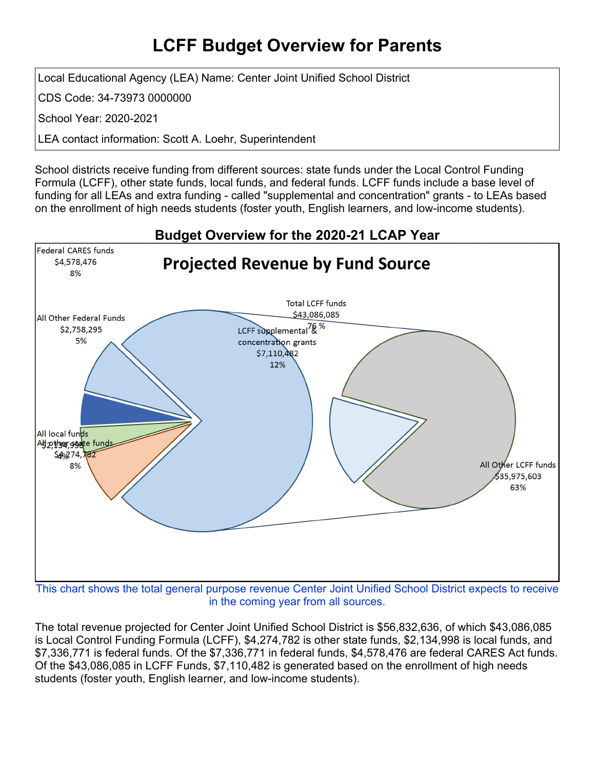# LCFF Budget Overview for Parents

Local Educational Agency (LEA) Name: Center Joint Unified School District

CDS Code: 34-73973 0000000

School Year: 2020-2021

LEA contact information: Scott A. Loehr, Superintendent

School districts receive funding from different sources: state funds under the Local Control Funding Formula (LCFF), other state funds, local funds, and federal funds. LCFF funds include a base level of funding for all LEAs and extra funding - called "supplemental and concentration" grants - to LEAs based on the enrollment of high needs students (foster youth, English learners, and low-income students).

## Budget Overview for the 2020-21 LCAP Year

### Projected Revenue by Fund Source

| Fund Source | Amount | Percent |
| --- | --- | --- |
| Federal CARES funds | $4,578,476 | 8% |
| All Other Federal Funds | $2,758,295 | 5% |
| All local funds | $2,134,998 | 4% |
| All other state funds | $4,274,782 | 8% |
| Total LCFF funds | $43,086,085 | 76 % |
| LCFF supplemental & concentration grants | $7,110,482 | 12% |
| All Other LCFF funds | $35,975,603 | 63% |

This chart shows the total general purpose revenue Center Joint Unified School District expects to receive in the coming year from all sources.

The total revenue projected for Center Joint Unified School District is $56,832,636, of which $43,086,085 is Local Control Funding Formula (LCFF), $4,274,782 is other state funds, $2,134,998 is local funds, and $7,336,771 is federal funds. Of the $7,336,771 in federal funds, $4,578,476 are federal CARES Act funds. Of the $43,086,085 in LCFF Funds, $7,110,482 is generated based on the enrollment of high needs students (foster youth, English learner, and low-income students).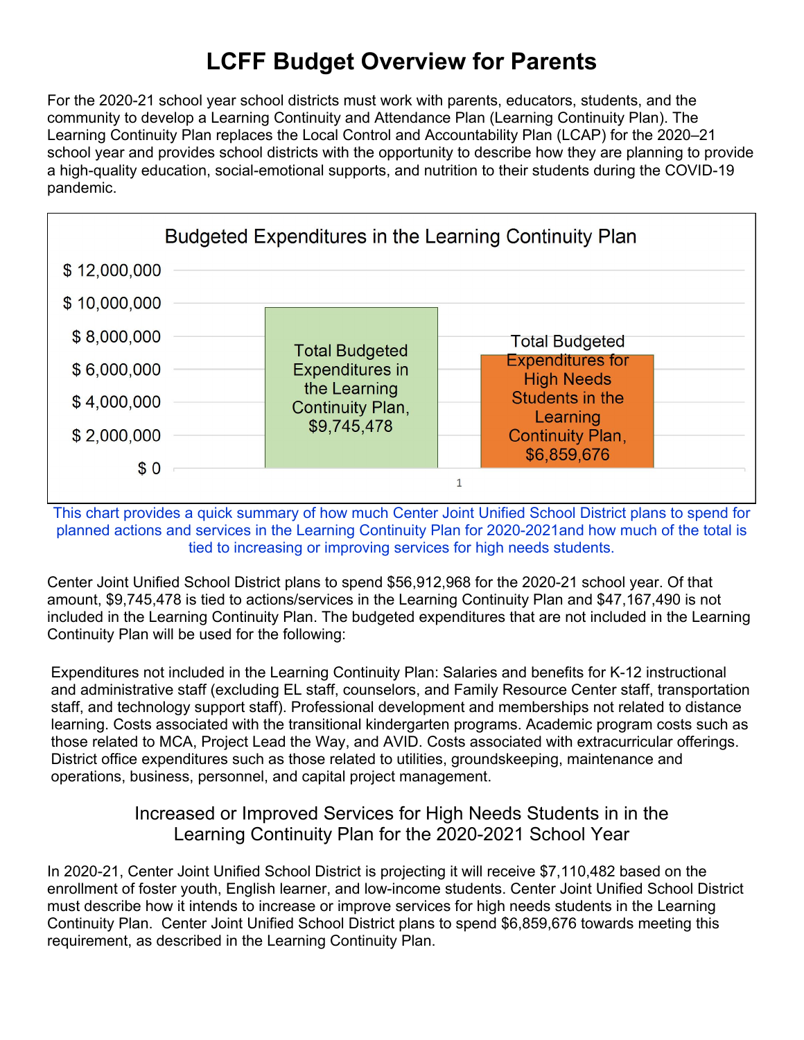# LCFF Budget Overview for Parents

For the 2020-21 school year school districts must work with parents, educators, students, and the community to develop a Learning Continuity and Attendance Plan (Learning Continuity Plan). The Learning Continuity Plan replaces the Local Control and Accountability Plan (LCAP) for the 2020–21 school year and provides school districts with the opportunity to describe how they are planning to provide a high-quality education, social-emotional supports, and nutrition to their students during the COVID-19 pandemic.

**Budgeted Expenditures in the Learning Continuity Plan**

| Category | Amount |
|---|---|
| Total Budgeted Expenditures in the Learning Continuity Plan | $9,745,478 |
| Total Budgeted Expenditures for High Needs Students in the Learning Continuity Plan | $6,859,676 |

This chart provides a quick summary of how much Center Joint Unified School District plans to spend for planned actions and services in the Learning Continuity Plan for 2020-2021and how much of the total is tied to increasing or improving services for high needs students.

Center Joint Unified School District plans to spend $56,912,968 for the 2020-21 school year. Of that amount, $9,745,478 is tied to actions/services in the Learning Continuity Plan and $47,167,490 is not included in the Learning Continuity Plan. The budgeted expenditures that are not included in the Learning Continuity Plan will be used for the following:

Expenditures not included in the Learning Continuity Plan: Salaries and benefits for K-12 instructional and administrative staff (excluding EL staff, counselors, and Family Resource Center staff, transportation staff, and technology support staff). Professional development and memberships not related to distance learning. Costs associated with the transitional kindergarten programs. Academic program costs such as those related to MCA, Project Lead the Way, and AVID. Costs associated with extracurricular offerings. District office expenditures such as those related to utilities, groundskeeping, maintenance and operations, business, personnel, and capital project management.

## Increased or Improved Services for High Needs Students in in the Learning Continuity Plan for the 2020-2021 School Year

In 2020-21, Center Joint Unified School District is projecting it will receive $7,110,482 based on the enrollment of foster youth, English learner, and low-income students. Center Joint Unified School District must describe how it intends to increase or improve services for high needs students in the Learning Continuity Plan. Center Joint Unified School District plans to spend $6,859,676 towards meeting this requirement, as described in the Learning Continuity Plan.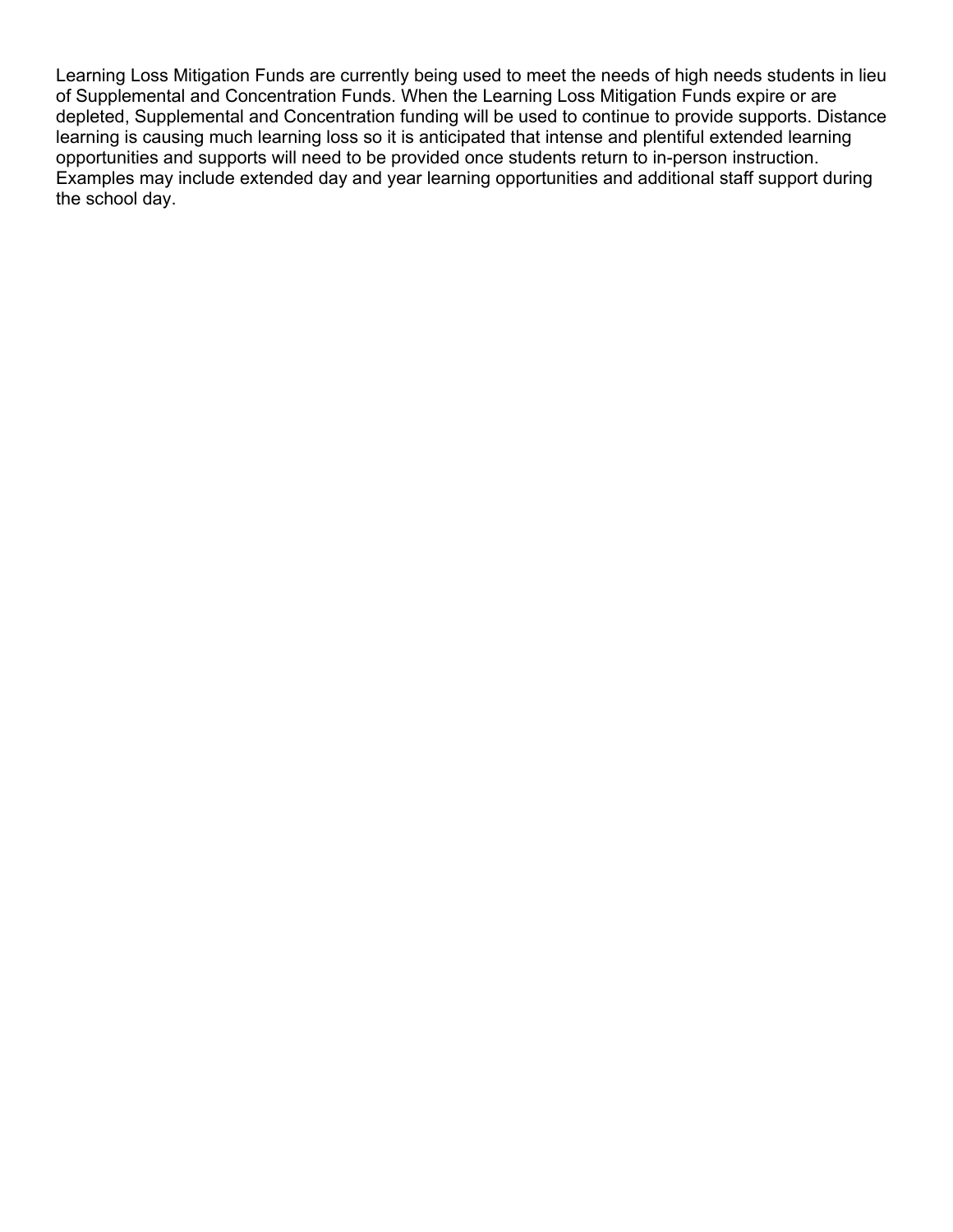Learning Loss Mitigation Funds are currently being used to meet the needs of high needs students in lieu of Supplemental and Concentration Funds. When the Learning Loss Mitigation Funds expire or are depleted, Supplemental and Concentration funding will be used to continue to provide supports. Distance learning is causing much learning loss so it is anticipated that intense and plentiful extended learning opportunities and supports will need to be provided once students return to in-person instruction. Examples may include extended day and year learning opportunities and additional staff support during the school day.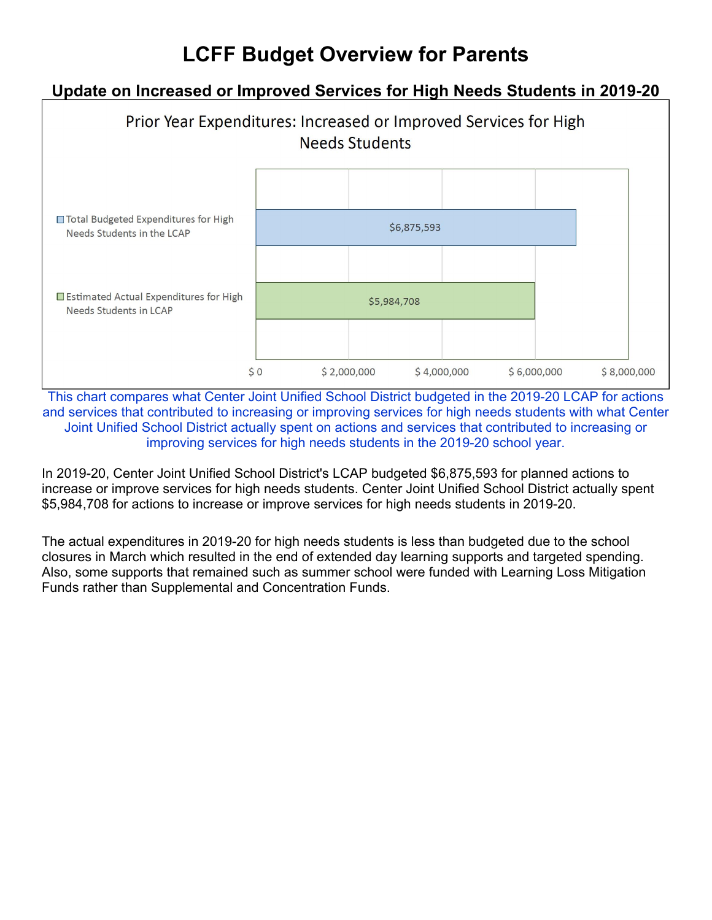# LCFF Budget Overview for Parents

## Update on Increased or Improved Services for High Needs Students in 2019-20

Prior Year Expenditures: Increased or Improved Services for High Needs Students

Total Budgeted Expenditures for High Needs Students in the LCAP

$6,875,593

Estimated Actual Expenditures for High Needs Students in LCAP

$5,984,708

$ 0
$ 2,000,000
$ 4,000,000
$ 6,000,000
$ 8,000,000

This chart compares what Center Joint Unified School District budgeted in the 2019-20 LCAP for actions and services that contributed to increasing or improving services for high needs students with what Center Joint Unified School District actually spent on actions and services that contributed to increasing or improving services for high needs students in the 2019-20 school year.

In 2019-20, Center Joint Unified School District's LCAP budgeted $6,875,593 for planned actions to increase or improve services for high needs students. Center Joint Unified School District actually spent $5,984,708 for actions to increase or improve services for high needs students in 2019-20.

The actual expenditures in 2019-20 for high needs students is less than budgeted due to the school closures in March which resulted in the end of extended day learning supports and targeted spending. Also, some supports that remained such as summer school were funded with Learning Loss Mitigation Funds rather than Supplemental and Concentration Funds.